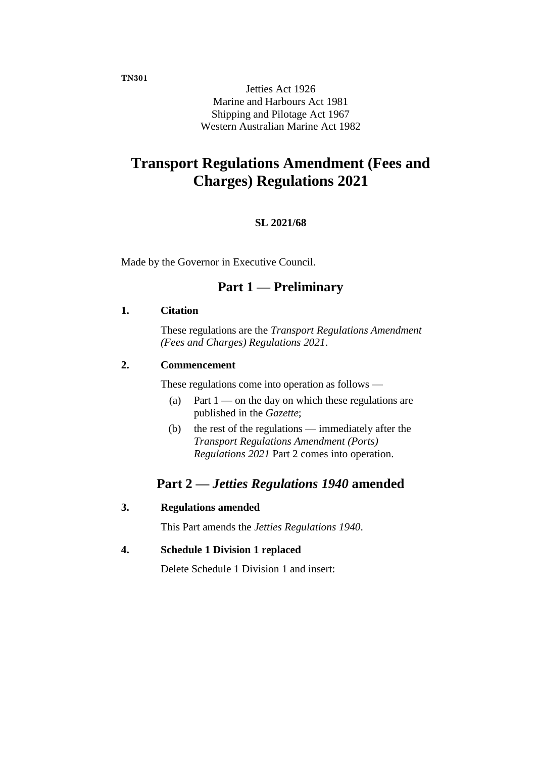**TN301**

Jetties Act 1926
Marine and Harbours Act 1981
Shipping and Pilotage Act 1967
Western Australian Marine Act 1982

# Transport Regulations Amendment (Fees and Charges) Regulations 2021

**SL 2021/68**

Made by the Governor in Executive Council.

## Part 1 — Preliminary

### 1. Citation

These regulations are the *Transport Regulations Amendment (Fees and Charges) Regulations 2021*.

### 2. Commencement

These regulations come into operation as follows —

(a) Part 1 — on the day on which these regulations are published in the *Gazette*;

(b) the rest of the regulations — immediately after the *Transport Regulations Amendment (Ports) Regulations 2021* Part 2 comes into operation.

## Part 2 — *Jetties Regulations 1940* amended

### 3. Regulations amended

This Part amends the *Jetties Regulations 1940*.

### 4. Schedule 1 Division 1 replaced

Delete Schedule 1 Division 1 and insert: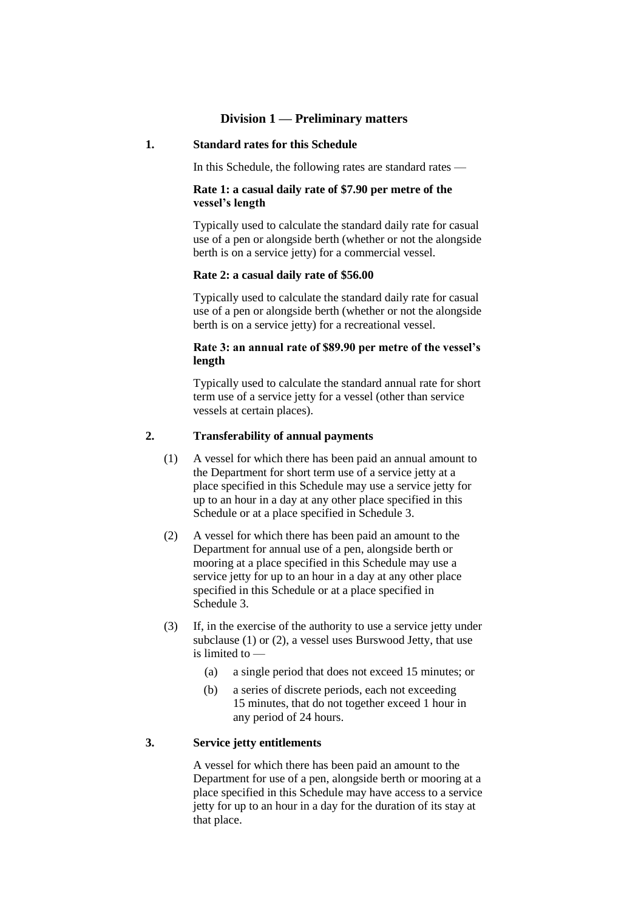## Division 1 — Preliminary matters

**1. Standard rates for this Schedule**

In this Schedule, the following rates are standard rates —

**Rate 1: a casual daily rate of $7.90 per metre of the vessel's length**

Typically used to calculate the standard daily rate for casual use of a pen or alongside berth (whether or not the alongside berth is on a service jetty) for a commercial vessel.

**Rate 2: a casual daily rate of $56.00**

Typically used to calculate the standard daily rate for casual use of a pen or alongside berth (whether or not the alongside berth is on a service jetty) for a recreational vessel.

**Rate 3: an annual rate of $89.90 per metre of the vessel's length**

Typically used to calculate the standard annual rate for short term use of a service jetty for a vessel (other than service vessels at certain places).

**2. Transferability of annual payments**

(1) A vessel for which there has been paid an annual amount to the Department for short term use of a service jetty at a place specified in this Schedule may use a service jetty for up to an hour in a day at any other place specified in this Schedule or at a place specified in Schedule 3.

(2) A vessel for which there has been paid an amount to the Department for annual use of a pen, alongside berth or mooring at a place specified in this Schedule may use a service jetty for up to an hour in a day at any other place specified in this Schedule or at a place specified in Schedule 3.

(3) If, in the exercise of the authority to use a service jetty under subclause (1) or (2), a vessel uses Burswood Jetty, that use is limited to —

- (a) a single period that does not exceed 15 minutes; or
- (b) a series of discrete periods, each not exceeding 15 minutes, that do not together exceed 1 hour in any period of 24 hours.

**3. Service jetty entitlements**

A vessel for which there has been paid an amount to the Department for use of a pen, alongside berth or mooring at a place specified in this Schedule may have access to a service jetty for up to an hour in a day for the duration of its stay at that place.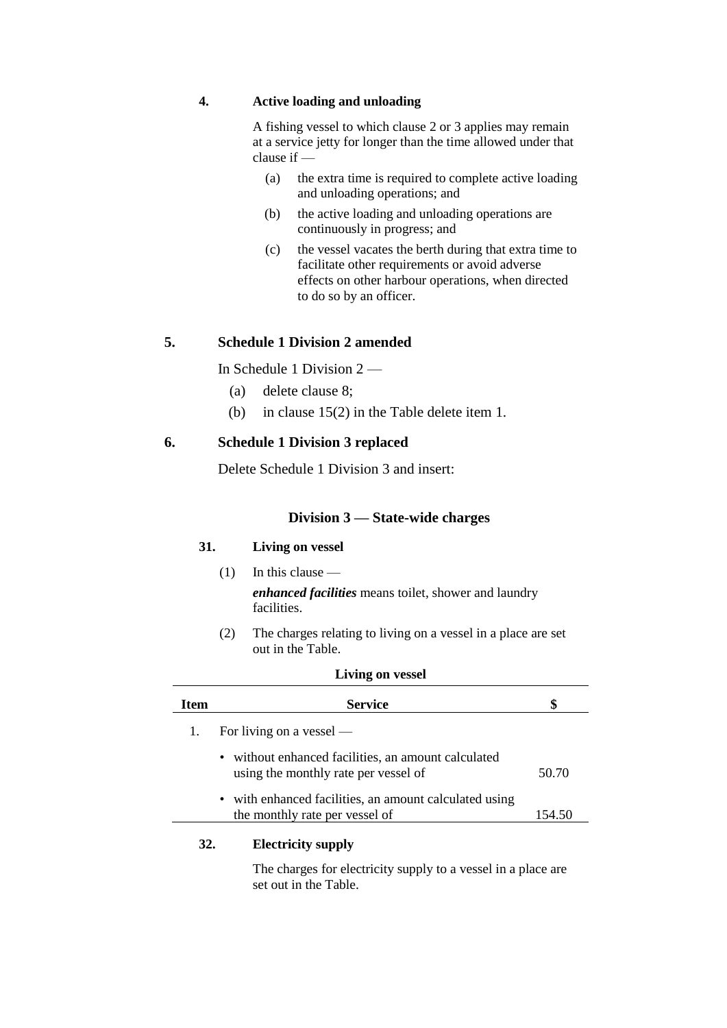**4. Active loading and unloading**

A fishing vessel to which clause 2 or 3 applies may remain at a service jetty for longer than the time allowed under that clause if —

(a) the extra time is required to complete active loading and unloading operations; and

(b) the active loading and unloading operations are continuously in progress; and

(c) the vessel vacates the berth during that extra time to facilitate other requirements or avoid adverse effects on other harbour operations, when directed to do so by an officer.

## 5. Schedule 1 Division 2 amended

In Schedule 1 Division 2 —

(a) delete clause 8;

(b) in clause 15(2) in the Table delete item 1.

## 6. Schedule 1 Division 3 replaced

Delete Schedule 1 Division 3 and insert:

### Division 3 — State-wide charges

**31. Living on vessel**

(1) In this clause —

***enhanced facilities*** means toilet, shower and laundry facilities.

(2) The charges relating to living on a vessel in a place are set out in the Table.

**Living on vessel**

| Item | Service | $ |
|---|---|---|
| 1. | For living on a vessel — | |
| | • without enhanced facilities, an amount calculated using the monthly rate per vessel of | 50.70 |
| | • with enhanced facilities, an amount calculated using the monthly rate per vessel of | 154.50 |

**32. Electricity supply**

The charges for electricity supply to a vessel in a place are set out in the Table.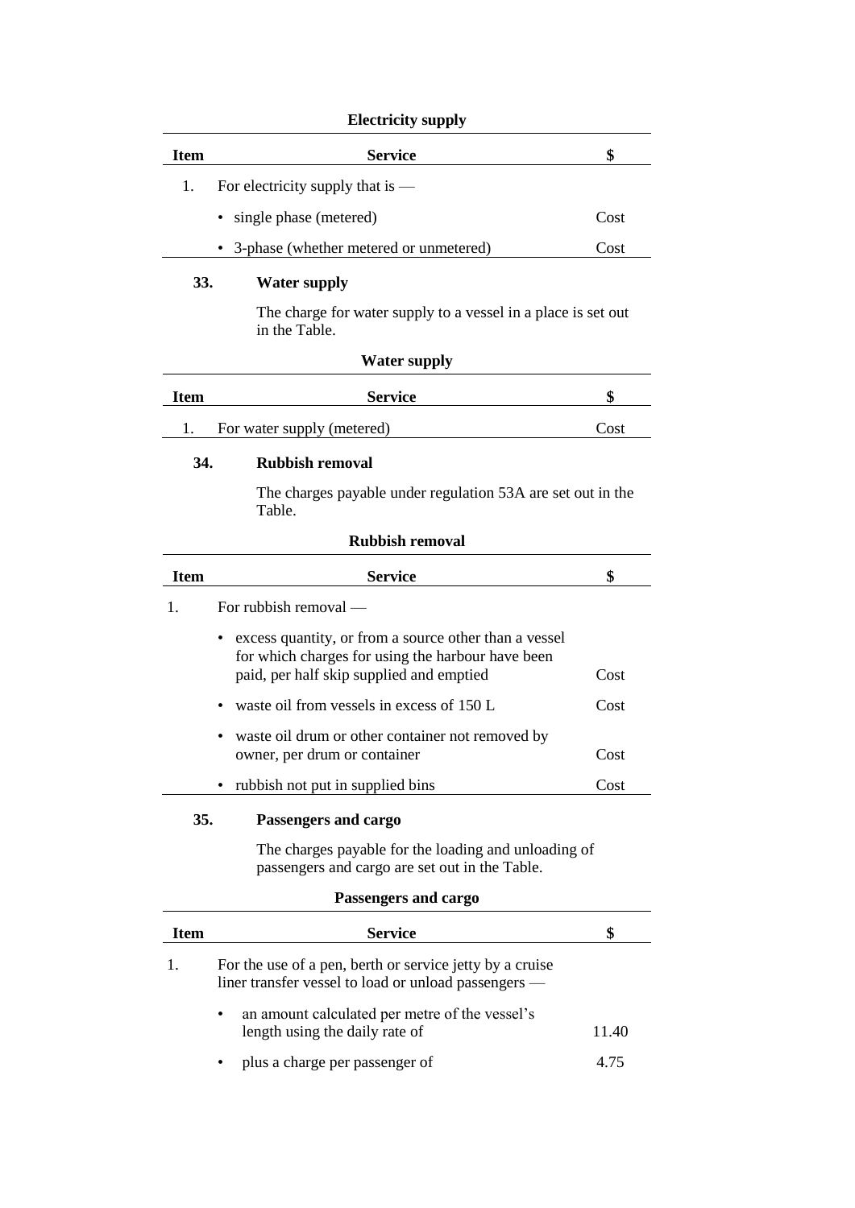**Electricity supply**

| Item | Service | $ |
|---|---|---|
| 1. | For electricity supply that is — | |
| | • single phase (metered) | Cost |
| | • 3-phase (whether metered or unmetered) | Cost |

**33. Water supply**

The charge for water supply to a vessel in a place is set out in the Table.

**Water supply**

| Item | Service | $ |
|---|---|---|
| 1. | For water supply (metered) | Cost |

**34. Rubbish removal**

The charges payable under regulation 53A are set out in the Table.

**Rubbish removal**

| Item | Service | $ |
|---|---|---|
| 1. | For rubbish removal — | |
| | • excess quantity, or from a source other than a vessel for which charges for using the harbour have been paid, per half skip supplied and emptied | Cost |
| | • waste oil from vessels in excess of 150 L | Cost |
| | • waste oil drum or other container not removed by owner, per drum or container | Cost |
| | • rubbish not put in supplied bins | Cost |

**35. Passengers and cargo**

The charges payable for the loading and unloading of passengers and cargo are set out in the Table.

**Passengers and cargo**

| Item | Service | $ |
|---|---|---|
| 1. | For the use of a pen, berth or service jetty by a cruise liner transfer vessel to load or unload passengers — | |
| | • an amount calculated per metre of the vessel's length using the daily rate of | 11.40 |
| | • plus a charge per passenger of | 4.75 |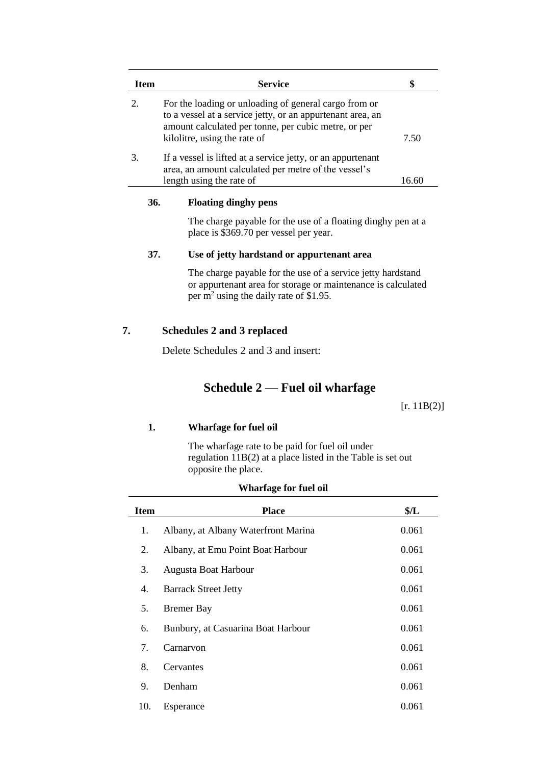| Item | Service | $ |
|---|---|---|
| 2. | For the loading or unloading of general cargo from or to a vessel at a service jetty, or an appurtenant area, an amount calculated per tonne, per cubic metre, or per kilolitre, using the rate of | 7.50 |
| 3. | If a vessel is lifted at a service jetty, or an appurtenant area, an amount calculated per metre of the vessel's length using the rate of | 16.60 |

**36. Floating dinghy pens**

The charge payable for the use of a floating dinghy pen at a place is $369.70 per vessel per year.

**37. Use of jetty hardstand or appurtenant area**

The charge payable for the use of a service jetty hardstand or appurtenant area for storage or maintenance is calculated per $m^2$ using the daily rate of $1.95.

**7. Schedules 2 and 3 replaced**

Delete Schedules 2 and 3 and insert:

## Schedule 2 — Fuel oil wharfage

[r. 11B(2)]

**1. Wharfage for fuel oil**

The wharfage rate to be paid for fuel oil under regulation 11B(2) at a place listed in the Table is set out opposite the place.

**Wharfage for fuel oil**

| Item | Place | $/L |
|---|---|---|
| 1. | Albany, at Albany Waterfront Marina | 0.061 |
| 2. | Albany, at Emu Point Boat Harbour | 0.061 |
| 3. | Augusta Boat Harbour | 0.061 |
| 4. | Barrack Street Jetty | 0.061 |
| 5. | Bremer Bay | 0.061 |
| 6. | Bunbury, at Casuarina Boat Harbour | 0.061 |
| 7. | Carnarvon | 0.061 |
| 8. | Cervantes | 0.061 |
| 9. | Denham | 0.061 |
| 10. | Esperance | 0.061 |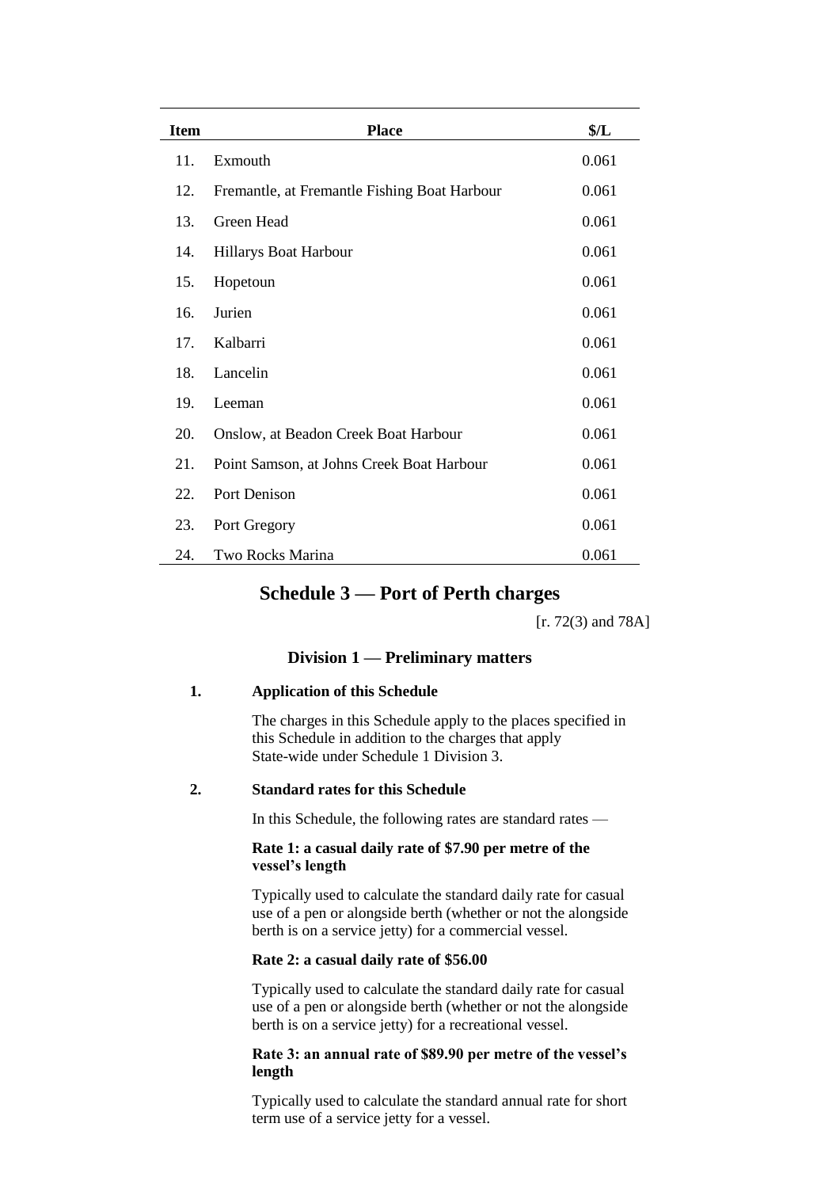| Item | Place | $/L |
|---|---|---|
| 11. | Exmouth | 0.061 |
| 12. | Fremantle, at Fremantle Fishing Boat Harbour | 0.061 |
| 13. | Green Head | 0.061 |
| 14. | Hillarys Boat Harbour | 0.061 |
| 15. | Hopetoun | 0.061 |
| 16. | Jurien | 0.061 |
| 17. | Kalbarri | 0.061 |
| 18. | Lancelin | 0.061 |
| 19. | Leeman | 0.061 |
| 20. | Onslow, at Beadon Creek Boat Harbour | 0.061 |
| 21. | Point Samson, at Johns Creek Boat Harbour | 0.061 |
| 22. | Port Denison | 0.061 |
| 23. | Port Gregory | 0.061 |
| 24. | Two Rocks Marina | 0.061 |

## Schedule 3 — Port of Perth charges

[r. 72(3) and 78A]

### Division 1 — Preliminary matters

**1. Application of this Schedule**

The charges in this Schedule apply to the places specified in this Schedule in addition to the charges that apply State-wide under Schedule 1 Division 3.

**2. Standard rates for this Schedule**

In this Schedule, the following rates are standard rates —

**Rate 1: a casual daily rate of $7.90 per metre of the vessel's length**

Typically used to calculate the standard daily rate for casual use of a pen or alongside berth (whether or not the alongside berth is on a service jetty) for a commercial vessel.

**Rate 2: a casual daily rate of $56.00**

Typically used to calculate the standard daily rate for casual use of a pen or alongside berth (whether or not the alongside berth is on a service jetty) for a recreational vessel.

**Rate 3: an annual rate of $89.90 per metre of the vessel's length**

Typically used to calculate the standard annual rate for short term use of a service jetty for a vessel.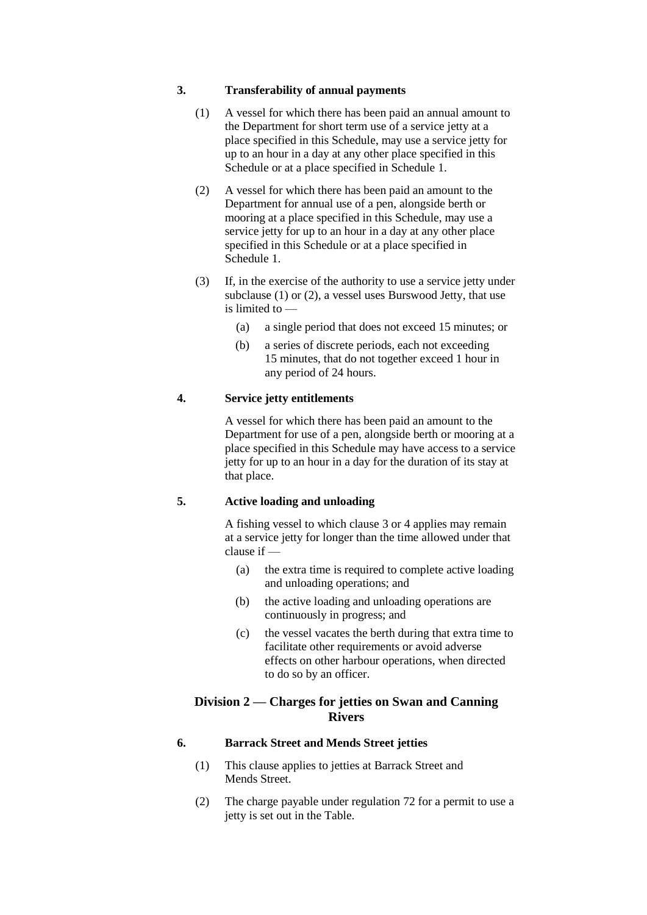**3. Transferability of annual payments**

(1) A vessel for which there has been paid an annual amount to the Department for short term use of a service jetty at a place specified in this Schedule, may use a service jetty for up to an hour in a day at any other place specified in this Schedule or at a place specified in Schedule 1.

(2) A vessel for which there has been paid an amount to the Department for annual use of a pen, alongside berth or mooring at a place specified in this Schedule, may use a service jetty for up to an hour in a day at any other place specified in this Schedule or at a place specified in Schedule 1.

(3) If, in the exercise of the authority to use a service jetty under subclause (1) or (2), a vessel uses Burswood Jetty, that use is limited to —

- (a) a single period that does not exceed 15 minutes; or
- (b) a series of discrete periods, each not exceeding 15 minutes, that do not together exceed 1 hour in any period of 24 hours.

**4. Service jetty entitlements**

A vessel for which there has been paid an amount to the Department for use of a pen, alongside berth or mooring at a place specified in this Schedule may have access to a service jetty for up to an hour in a day for the duration of its stay at that place.

**5. Active loading and unloading**

A fishing vessel to which clause 3 or 4 applies may remain at a service jetty for longer than the time allowed under that clause if —

- (a) the extra time is required to complete active loading and unloading operations; and
- (b) the active loading and unloading operations are continuously in progress; and
- (c) the vessel vacates the berth during that extra time to facilitate other requirements or avoid adverse effects on other harbour operations, when directed to do so by an officer.

## Division 2 — Charges for jetties on Swan and Canning Rivers

**6. Barrack Street and Mends Street jetties**

(1) This clause applies to jetties at Barrack Street and Mends Street.

(2) The charge payable under regulation 72 for a permit to use a jetty is set out in the Table.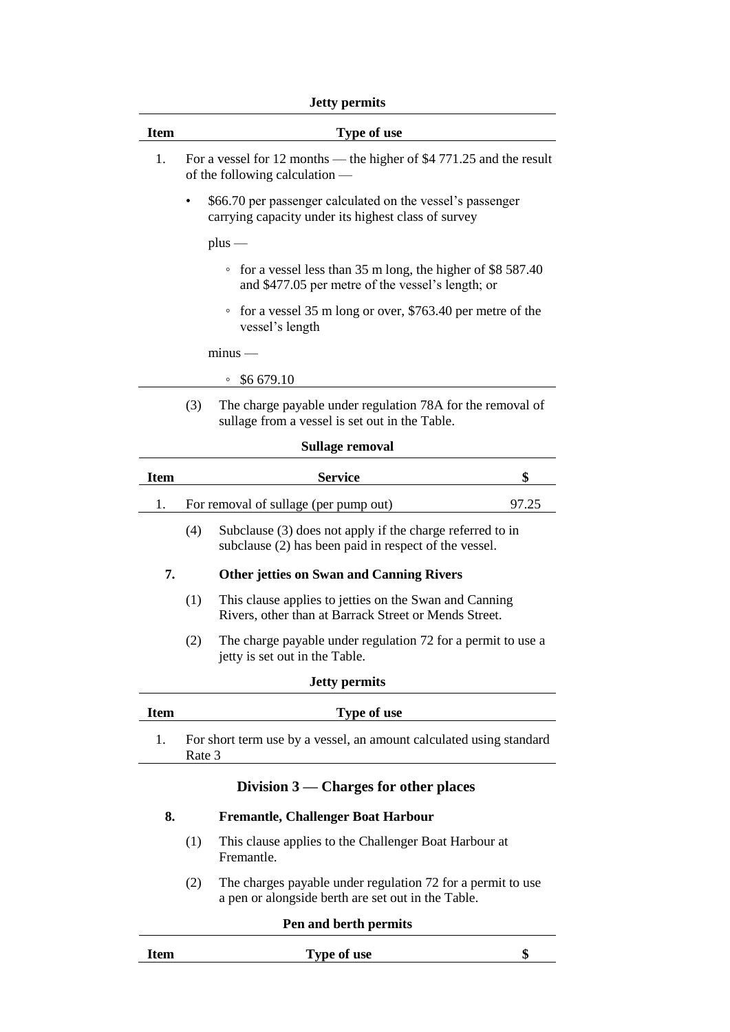**Jetty permits**

| Item | Type of use |
|---|---|
| 1. | For a vessel for 12 months — the higher of $4 771.25 and the result of the following calculation — <br>• $66.70 per passenger calculated on the vessel's passenger carrying capacity under its highest class of survey <br>plus — <br>◦ for a vessel less than 35 m long, the higher of $8 587.40 and $477.05 per metre of the vessel's length; or <br>◦ for a vessel 35 m long or over, $763.40 per metre of the vessel's length <br>minus — <br>◦ $6 679.10 |

(3) The charge payable under regulation 78A for the removal of sullage from a vessel is set out in the Table.

**Sullage removal**

| Item | Service | $ |
|---|---|---|
| 1. | For removal of sullage (per pump out) | 97.25 |

(4) Subclause (3) does not apply if the charge referred to in subclause (2) has been paid in respect of the vessel.

**7. Other jetties on Swan and Canning Rivers**

(1) This clause applies to jetties on the Swan and Canning Rivers, other than at Barrack Street or Mends Street.

(2) The charge payable under regulation 72 for a permit to use a jetty is set out in the Table.

**Jetty permits**

| Item | Type of use |
|---|---|
| 1. | For short term use by a vessel, an amount calculated using standard Rate 3 |

## Division 3 — Charges for other places

**8. Fremantle, Challenger Boat Harbour**

(1) This clause applies to the Challenger Boat Harbour at Fremantle.

(2) The charges payable under regulation 72 for a permit to use a pen or alongside berth are set out in the Table.

**Pen and berth permits**

| Item | Type of use | $ |
|---|---|---|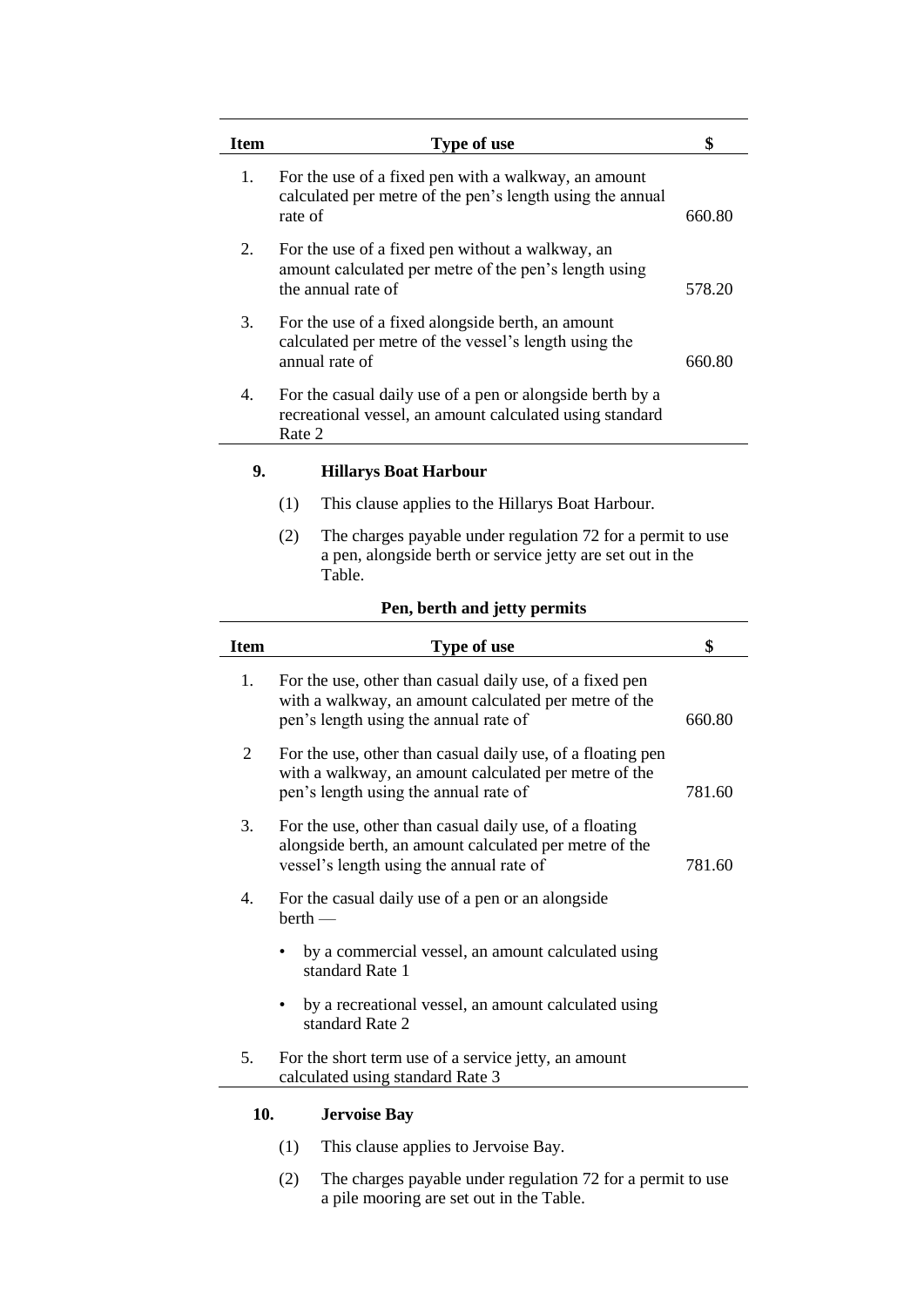| Item | Type of use | $ |
|---|---|---|
| 1. | For the use of a fixed pen with a walkway, an amount calculated per metre of the pen's length using the annual rate of | 660.80 |
| 2. | For the use of a fixed pen without a walkway, an amount calculated per metre of the pen's length using the annual rate of | 578.20 |
| 3. | For the use of a fixed alongside berth, an amount calculated per metre of the vessel's length using the annual rate of | 660.80 |
| 4. | For the casual daily use of a pen or alongside berth by a recreational vessel, an amount calculated using standard Rate 2 | |

**9. Hillarys Boat Harbour**

(1) This clause applies to the Hillarys Boat Harbour.

(2) The charges payable under regulation 72 for a permit to use a pen, alongside berth or service jetty are set out in the Table.

**Pen, berth and jetty permits**

| Item | Type of use | $ |
|---|---|---|
| 1. | For the use, other than casual daily use, of a fixed pen with a walkway, an amount calculated per metre of the pen's length using the annual rate of | 660.80 |
| 2 | For the use, other than casual daily use, of a floating pen with a walkway, an amount calculated per metre of the pen's length using the annual rate of | 781.60 |
| 3. | For the use, other than casual daily use, of a floating alongside berth, an amount calculated per metre of the vessel's length using the annual rate of | 781.60 |
| 4. | For the casual daily use of a pen or an alongside berth —<br>• by a commercial vessel, an amount calculated using standard Rate 1<br>• by a recreational vessel, an amount calculated using standard Rate 2 | |
| 5. | For the short term use of a service jetty, an amount calculated using standard Rate 3 | |

**10. Jervoise Bay**

(1) This clause applies to Jervoise Bay.

(2) The charges payable under regulation 72 for a permit to use a pile mooring are set out in the Table.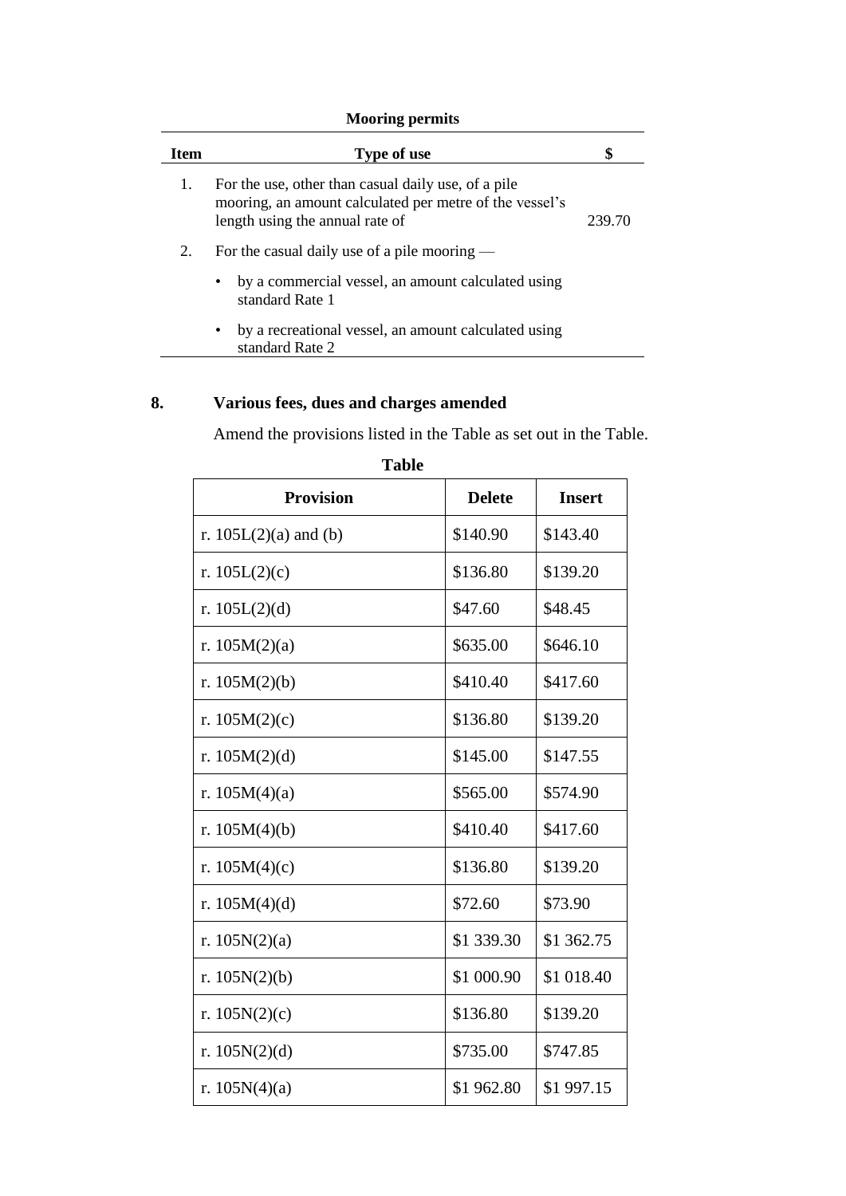**Mooring permits**

| Item | Type of use | $ |
|---|---|---|
| 1. | For the use, other than casual daily use, of a pile mooring, an amount calculated per metre of the vessel's length using the annual rate of | 239.70 |
| 2. | For the casual daily use of a pile mooring — | |
| | • by a commercial vessel, an amount calculated using standard Rate 1 | |
| | • by a recreational vessel, an amount calculated using standard Rate 2 | |

## 8. Various fees, dues and charges amended

Amend the provisions listed in the Table as set out in the Table.

**Table**

| Provision | Delete | Insert |
|---|---|---|
| r. 105L(2)(a) and (b) | $140.90 | $143.40 |
| r. 105L(2)(c) | $136.80 | $139.20 |
| r. 105L(2)(d) | $47.60 | $48.45 |
| r. 105M(2)(a) | $635.00 | $646.10 |
| r. 105M(2)(b) | $410.40 | $417.60 |
| r. 105M(2)(c) | $136.80 | $139.20 |
| r. 105M(2)(d) | $145.00 | $147.55 |
| r. 105M(4)(a) | $565.00 | $574.90 |
| r. 105M(4)(b) | $410.40 | $417.60 |
| r. 105M(4)(c) | $136.80 | $139.20 |
| r. 105M(4)(d) | $72.60 | $73.90 |
| r. 105N(2)(a) | $1 339.30 | $1 362.75 |
| r. 105N(2)(b) | $1 000.90 | $1 018.40 |
| r. 105N(2)(c) | $136.80 | $139.20 |
| r. 105N(2)(d) | $735.00 | $747.85 |
| r. 105N(4)(a) | $1 962.80 | $1 997.15 |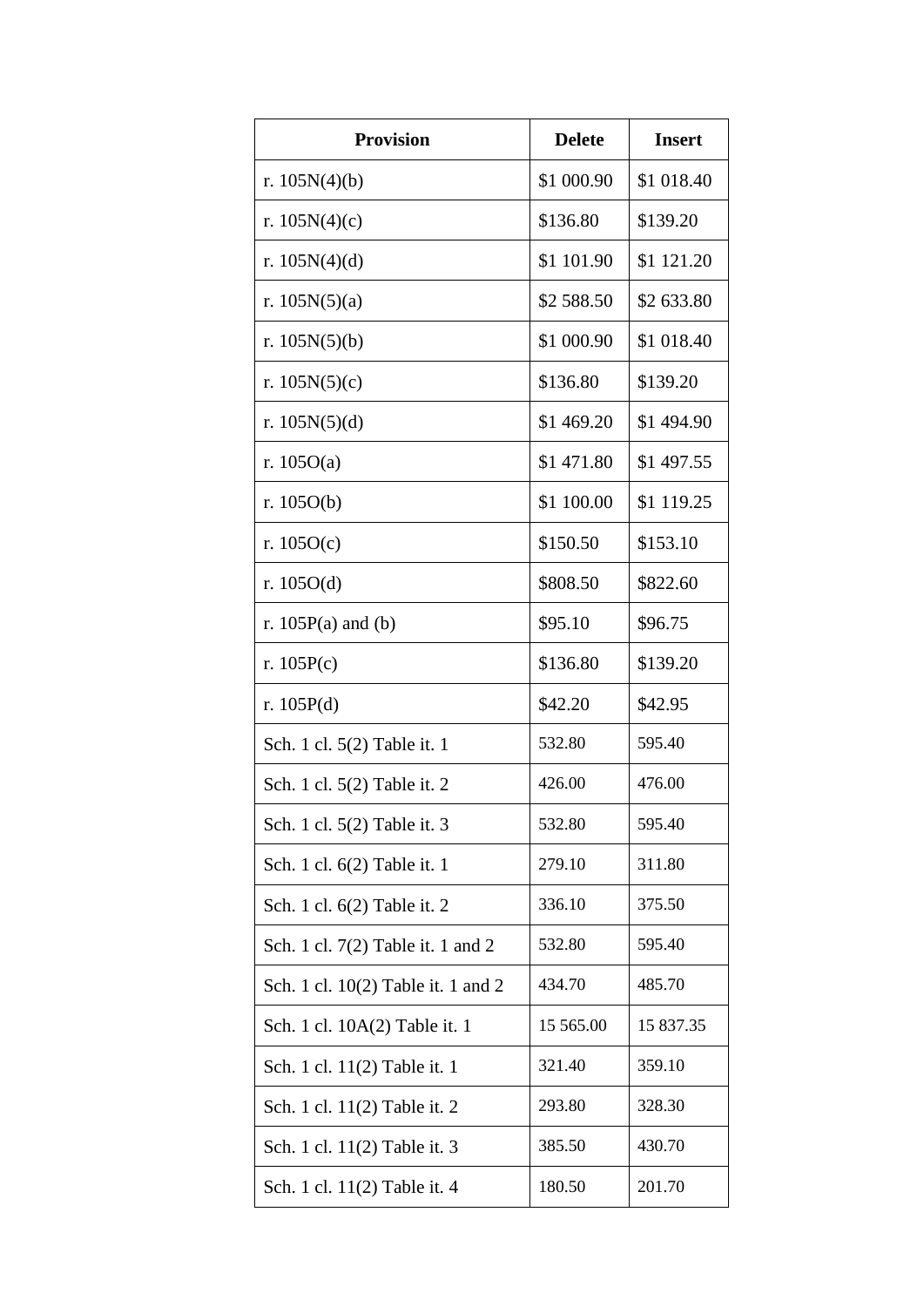| Provision | Delete | Insert |
| --- | --- | --- |
| r. 105N(4)(b) | $1 000.90 | $1 018.40 |
| r. 105N(4)(c) | $136.80 | $139.20 |
| r. 105N(4)(d) | $1 101.90 | $1 121.20 |
| r. 105N(5)(a) | $2 588.50 | $2 633.80 |
| r. 105N(5)(b) | $1 000.90 | $1 018.40 |
| r. 105N(5)(c) | $136.80 | $139.20 |
| r. 105N(5)(d) | $1 469.20 | $1 494.90 |
| r. 105O(a) | $1 471.80 | $1 497.55 |
| r. 105O(b) | $1 100.00 | $1 119.25 |
| r. 105O(c) | $150.50 | $153.10 |
| r. 105O(d) | $808.50 | $822.60 |
| r. 105P(a) and (b) | $95.10 | $96.75 |
| r. 105P(c) | $136.80 | $139.20 |
| r. 105P(d) | $42.20 | $42.95 |
| Sch. 1 cl. 5(2) Table it. 1 | 532.80 | 595.40 |
| Sch. 1 cl. 5(2) Table it. 2 | 426.00 | 476.00 |
| Sch. 1 cl. 5(2) Table it. 3 | 532.80 | 595.40 |
| Sch. 1 cl. 6(2) Table it. 1 | 279.10 | 311.80 |
| Sch. 1 cl. 6(2) Table it. 2 | 336.10 | 375.50 |
| Sch. 1 cl. 7(2) Table it. 1 and 2 | 532.80 | 595.40 |
| Sch. 1 cl. 10(2) Table it. 1 and 2 | 434.70 | 485.70 |
| Sch. 1 cl. 10A(2) Table it. 1 | 15 565.00 | 15 837.35 |
| Sch. 1 cl. 11(2) Table it. 1 | 321.40 | 359.10 |
| Sch. 1 cl. 11(2) Table it. 2 | 293.80 | 328.30 |
| Sch. 1 cl. 11(2) Table it. 3 | 385.50 | 430.70 |
| Sch. 1 cl. 11(2) Table it. 4 | 180.50 | 201.70 |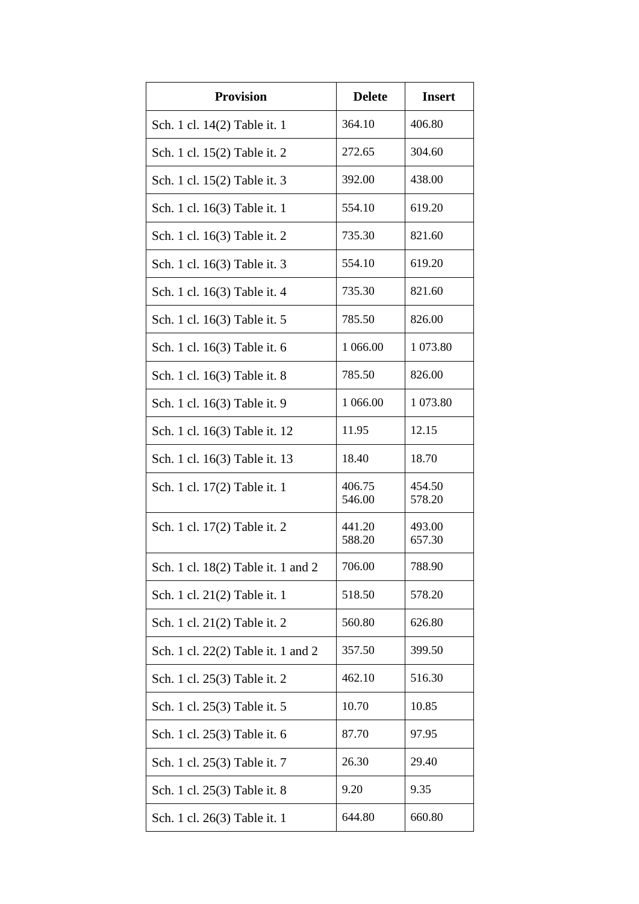| Provision | Delete | Insert |
| --- | --- | --- |
| Sch. 1 cl. 14(2) Table it. 1 | 364.10 | 406.80 |
| Sch. 1 cl. 15(2) Table it. 2 | 272.65 | 304.60 |
| Sch. 1 cl. 15(2) Table it. 3 | 392.00 | 438.00 |
| Sch. 1 cl. 16(3) Table it. 1 | 554.10 | 619.20 |
| Sch. 1 cl. 16(3) Table it. 2 | 735.30 | 821.60 |
| Sch. 1 cl. 16(3) Table it. 3 | 554.10 | 619.20 |
| Sch. 1 cl. 16(3) Table it. 4 | 735.30 | 821.60 |
| Sch. 1 cl. 16(3) Table it. 5 | 785.50 | 826.00 |
| Sch. 1 cl. 16(3) Table it. 6 | 1 066.00 | 1 073.80 |
| Sch. 1 cl. 16(3) Table it. 8 | 785.50 | 826.00 |
| Sch. 1 cl. 16(3) Table it. 9 | 1 066.00 | 1 073.80 |
| Sch. 1 cl. 16(3) Table it. 12 | 11.95 | 12.15 |
| Sch. 1 cl. 16(3) Table it. 13 | 18.40 | 18.70 |
| Sch. 1 cl. 17(2) Table it. 1 | 406.75<br>546.00 | 454.50<br>578.20 |
| Sch. 1 cl. 17(2) Table it. 2 | 441.20<br>588.20 | 493.00<br>657.30 |
| Sch. 1 cl. 18(2) Table it. 1 and 2 | 706.00 | 788.90 |
| Sch. 1 cl. 21(2) Table it. 1 | 518.50 | 578.20 |
| Sch. 1 cl. 21(2) Table it. 2 | 560.80 | 626.80 |
| Sch. 1 cl. 22(2) Table it. 1 and 2 | 357.50 | 399.50 |
| Sch. 1 cl. 25(3) Table it. 2 | 462.10 | 516.30 |
| Sch. 1 cl. 25(3) Table it. 5 | 10.70 | 10.85 |
| Sch. 1 cl. 25(3) Table it. 6 | 87.70 | 97.95 |
| Sch. 1 cl. 25(3) Table it. 7 | 26.30 | 29.40 |
| Sch. 1 cl. 25(3) Table it. 8 | 9.20 | 9.35 |
| Sch. 1 cl. 26(3) Table it. 1 | 644.80 | 660.80 |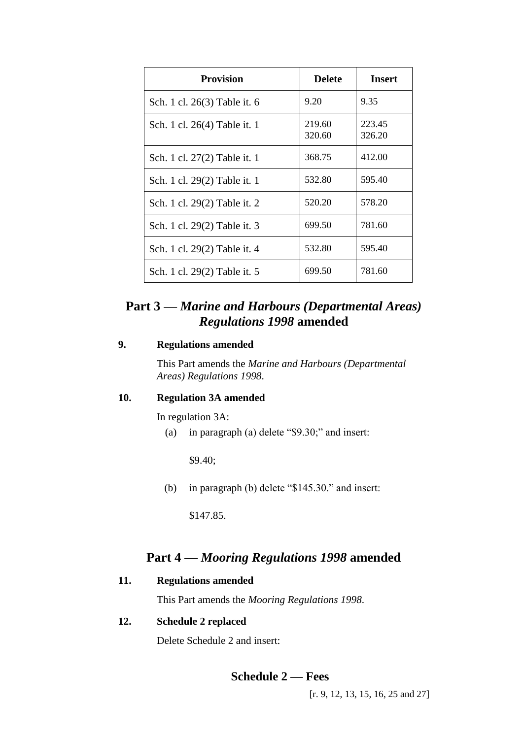| Provision | Delete | Insert |
|---|---|---|
| Sch. 1 cl. 26(3) Table it. 6 | 9.20 | 9.35 |
| Sch. 1 cl. 26(4) Table it. 1 | 219.60<br>320.60 | 223.45<br>326.20 |
| Sch. 1 cl. 27(2) Table it. 1 | 368.75 | 412.00 |
| Sch. 1 cl. 29(2) Table it. 1 | 532.80 | 595.40 |
| Sch. 1 cl. 29(2) Table it. 2 | 520.20 | 578.20 |
| Sch. 1 cl. 29(2) Table it. 3 | 699.50 | 781.60 |
| Sch. 1 cl. 29(2) Table it. 4 | 532.80 | 595.40 |
| Sch. 1 cl. 29(2) Table it. 5 | 699.50 | 781.60 |

## Part 3 — *Marine and Harbours (Departmental Areas) Regulations 1998* amended

**9. Regulations amended**

This Part amends the *Marine and Harbours (Departmental Areas) Regulations 1998*.

**10. Regulation 3A amended**

In regulation 3A:

(a) in paragraph (a) delete "$9.30;" and insert:

$9.40;

(b) in paragraph (b) delete "$145.30." and insert:

$147.85.

## Part 4 — *Mooring Regulations 1998* amended

**11. Regulations amended**

This Part amends the *Mooring Regulations 1998*.

**12. Schedule 2 replaced**

Delete Schedule 2 and insert:

### Schedule 2 — Fees

[r. 9, 12, 13, 15, 16, 25 and 27]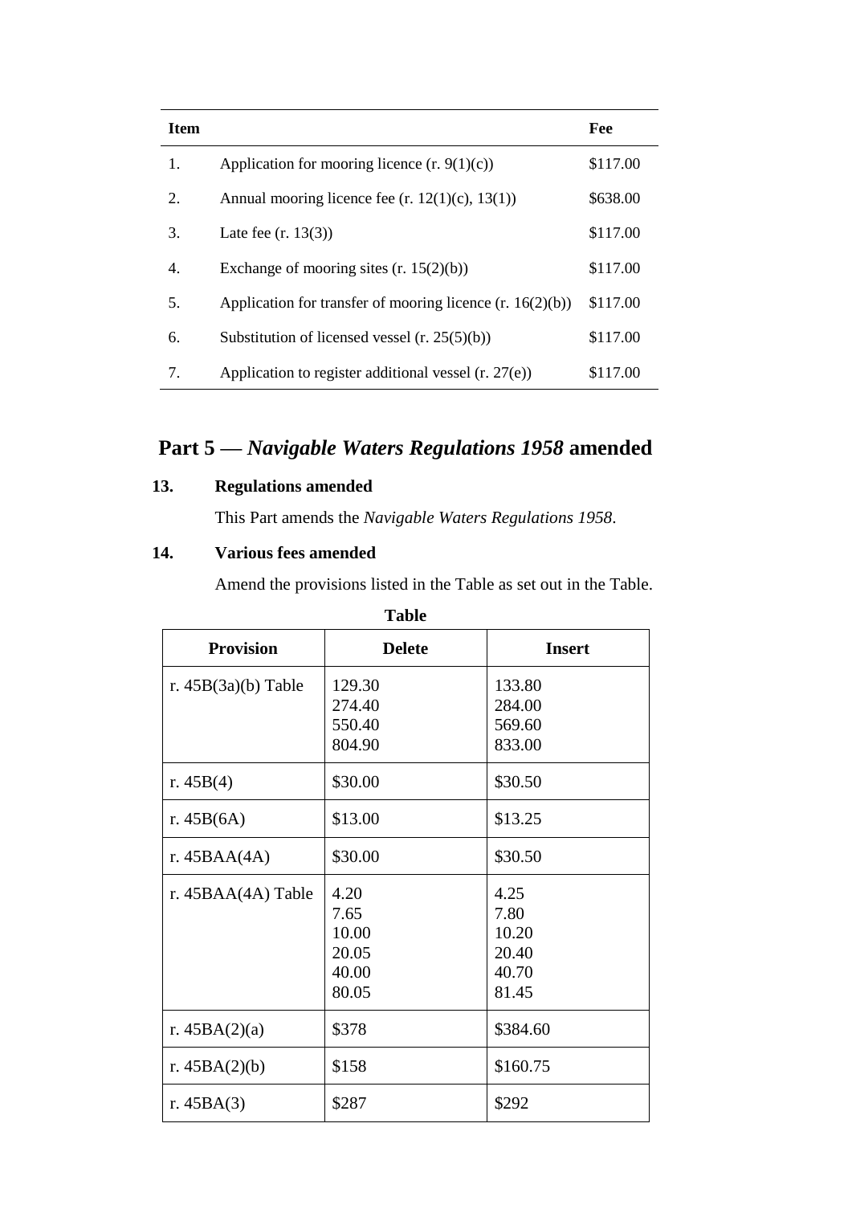| Item | | Fee |
|---|---|---|
| 1. | Application for mooring licence (r. 9(1)(c)) | $117.00 |
| 2. | Annual mooring licence fee (r. 12(1)(c), 13(1)) | $638.00 |
| 3. | Late fee (r. 13(3)) | $117.00 |
| 4. | Exchange of mooring sites (r. 15(2)(b)) | $117.00 |
| 5. | Application for transfer of mooring licence (r. 16(2)(b)) | $117.00 |
| 6. | Substitution of licensed vessel (r. 25(5)(b)) | $117.00 |
| 7. | Application to register additional vessel (r. 27(e)) | $117.00 |

## Part 5 — *Navigable Waters Regulations 1958* amended

### 13. Regulations amended

This Part amends the *Navigable Waters Regulations 1958*.

### 14. Various fees amended

Amend the provisions listed in the Table as set out in the Table.

**Table**

| Provision | Delete | Insert |
|---|---|---|
| r. 45B(3a)(b) Table | 129.30<br>274.40<br>550.40<br>804.90 | 133.80<br>284.00<br>569.60<br>833.00 |
| r. 45B(4) | $30.00 | $30.50 |
| r. 45B(6A) | $13.00 | $13.25 |
| r. 45BAA(4A) | $30.00 | $30.50 |
| r. 45BAA(4A) Table | 4.20<br>7.65<br>10.00<br>20.05<br>40.00<br>80.05 | 4.25<br>7.80<br>10.20<br>20.40<br>40.70<br>81.45 |
| r. 45BA(2)(a) | $378 | $384.60 |
| r. 45BA(2)(b) | $158 | $160.75 |
| r. 45BA(3) | $287 | $292 |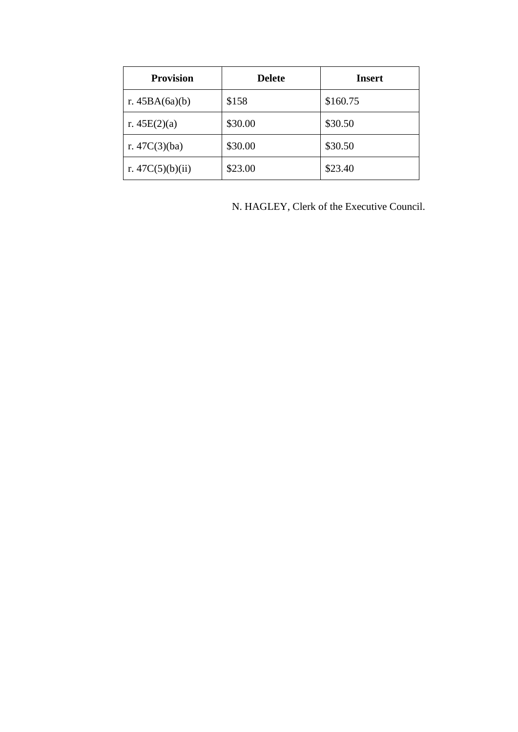| Provision | Delete | Insert |
|---|---|---|
| r. 45BA(6a)(b) | $158 | $160.75 |
| r. 45E(2)(a) | $30.00 | $30.50 |
| r. 47C(3)(ba) | $30.00 | $30.50 |
| r. 47C(5)(b)(ii) | $23.00 | $23.40 |

N. HAGLEY, Clerk of the Executive Council.